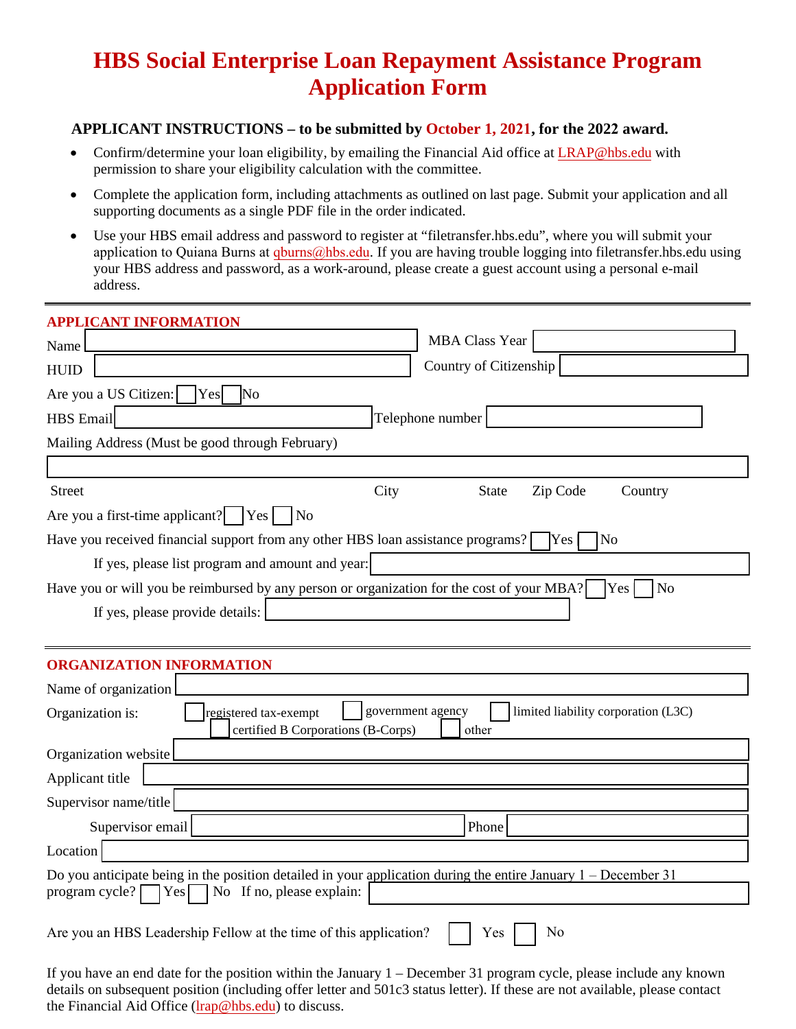# HBS Social Enterprise Loan Repayment Assistance Program Application Form

**APPLICANT INSTRUCTIONS – to be submitted by October 1, 2021, for the 2022 award.**

- Confirm/determine your loan eligibility, by emailing the Financial Aid office at LRAP@hbs.edu with permission to share your eligibility calculation with the committee.
- Complete the application form, including attachments as outlined on last page. Submit your application and all supporting documents as a single PDF file in the order indicated.
- Use your HBS email address and password to register at "filetransfer.hbs.edu", where you will submit your application to Quiana Burns at qburns@hbs.edu. If you are having trouble logging into filetransfer.hbs.edu using your HBS address and password, as a work-around, please create a guest account using a personal e-mail address.

---

## APPLICANT INFORMATION

Name ____________________ MBA Class Year ____________________

HUID ____________________ Country of Citizenship ____________________

Are you a US Citizen: ☐ Yes ☐ No

HBS Email ____________________ Telephone number ____________________

Mailing Address (Must be good through February)

____________________

Street City State Zip Code Country

Are you a first-time applicant? ☐ Yes ☐ No

Have you received financial support from any other HBS loan assistance programs? ☐ Yes ☐ No

If yes, please list program and amount and year: ____________________

Have you or will you be reimbursed by any person or organization for the cost of your MBA? ☐ Yes ☐ No

If yes, please provide details: ____________________

---

## ORGANIZATION INFORMATION

Name of organization ____________________

Organization is: ☐ registered tax-exempt ☐ government agency ☐ limited liability corporation (L3C) ☐ certified B Corporations (B-Corps) ☐ other

Organization website ____________________

Applicant title ____________________

Supervisor name/title ____________________

Supervisor email ____________________ Phone ____________________

Location ____________________

Do you anticipate being in the position detailed in your application during the entire January 1 – December 31 program cycle? ☐ Yes ☐ No If no, please explain: ____________________

Are you an HBS Leadership Fellow at the time of this application? ☐ Yes ☐ No

If you have an end date for the position within the January 1 – December 31 program cycle, please include any known details on subsequent position (including offer letter and 501c3 status letter). If these are not available, please contact the Financial Aid Office (lrap@hbs.edu) to discuss.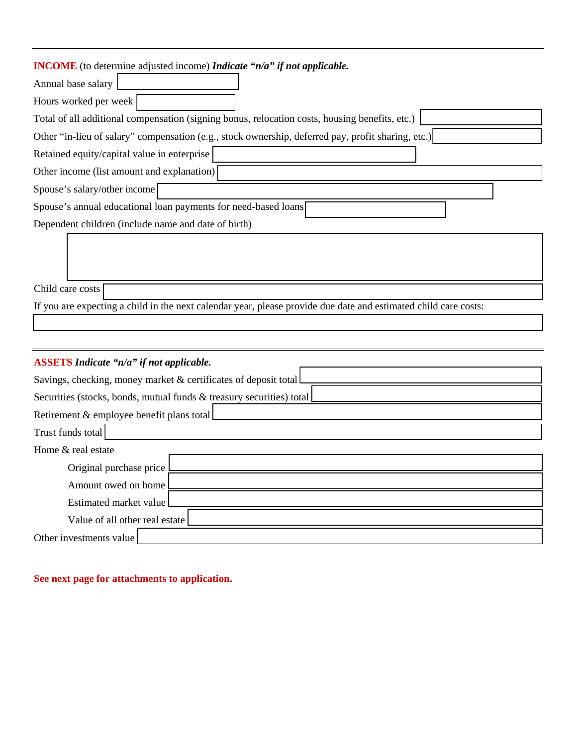---

**INCOME** (to determine adjusted income) ***Indicate "n/a" if not applicable.***

Annual base salary

Hours worked per week

Total of all additional compensation (signing bonus, relocation costs, housing benefits, etc.)

Other "in-lieu of salary" compensation (e.g., stock ownership, deferred pay, profit sharing, etc.)

Retained equity/capital value in enterprise

Other income (list amount and explanation)

Spouse's salary/other income

Spouse's annual educational loan payments for need-based loans

Dependent children (include name and date of birth)

Child care costs

If you are expecting a child in the next calendar year, please provide due date and estimated child care costs:

---

**ASSETS** ***Indicate "n/a" if not applicable.***

Savings, checking, money market & certificates of deposit total

Securities (stocks, bonds, mutual funds & treasury securities) total

Retirement & employee benefit plans total

Trust funds total

Home & real estate

- Original purchase price
- Amount owed on home
- Estimated market value
- Value of all other real estate

Other investments value

**See next page for attachments to application.**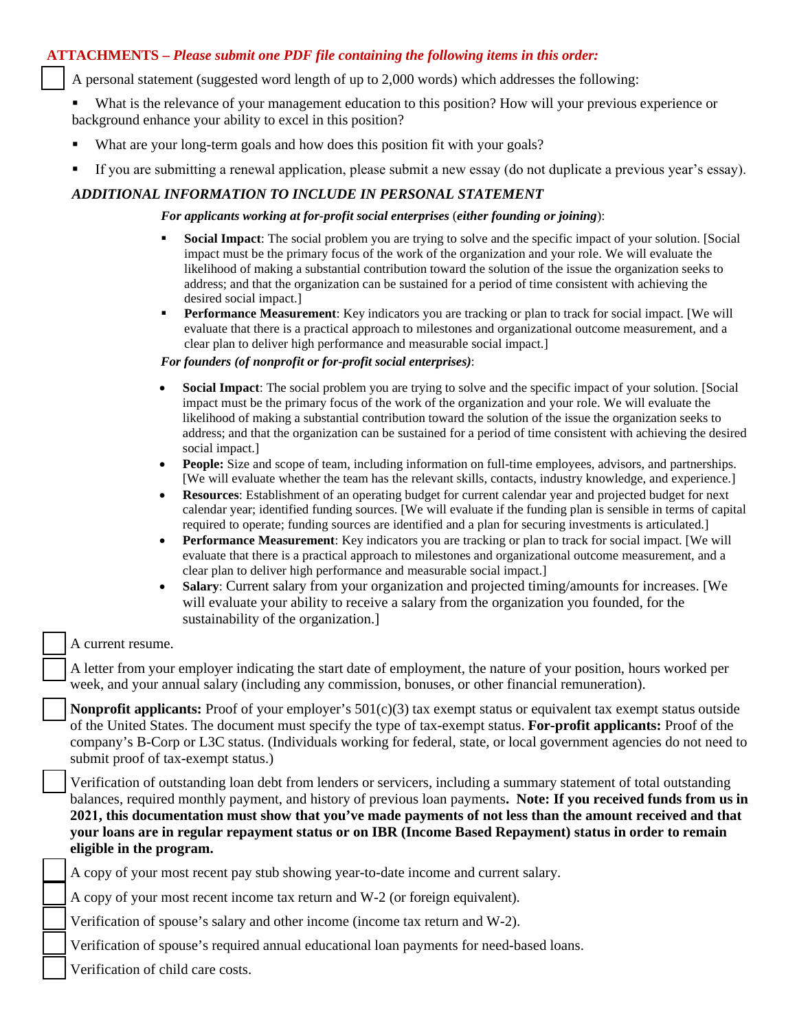## ATTACHMENTS – *Please submit one PDF file containing the following items in this order:*

- [ ] A personal statement (suggested word length of up to 2,000 words) which addresses the following:
  - What is the relevance of your management education to this position? How will your previous experience or background enhance your ability to excel in this position?
  - What are your long-term goals and how does this position fit with your goals?
  - If you are submitting a renewal application, please submit a new essay (do not duplicate a previous year's essay).

### *ADDITIONAL INFORMATION TO INCLUDE IN PERSONAL STATEMENT*

***For applicants working at for-profit social enterprises*** (***either founding or joining***):

- **Social Impact**: The social problem you are trying to solve and the specific impact of your solution. [Social impact must be the primary focus of the work of the organization and your role. We will evaluate the likelihood of making a substantial contribution toward the solution of the issue the organization seeks to address; and that the organization can be sustained for a period of time consistent with achieving the desired social impact.]
- **Performance Measurement**: Key indicators you are tracking or plan to track for social impact. [We will evaluate that there is a practical approach to milestones and organizational outcome measurement, and a clear plan to deliver high performance and measurable social impact.]

***For founders (of nonprofit or for-profit social enterprises)***:

- **Social Impact**: The social problem you are trying to solve and the specific impact of your solution. [Social impact must be the primary focus of the work of the organization and your role. We will evaluate the likelihood of making a substantial contribution toward the solution of the issue the organization seeks to address; and that the organization can be sustained for a period of time consistent with achieving the desired social impact.]
- **People:** Size and scope of team, including information on full-time employees, advisors, and partnerships. [We will evaluate whether the team has the relevant skills, contacts, industry knowledge, and experience.]
- **Resources**: Establishment of an operating budget for current calendar year and projected budget for next calendar year; identified funding sources. [We will evaluate if the funding plan is sensible in terms of capital required to operate; funding sources are identified and a plan for securing investments is articulated.]
- **Performance Measurement**: Key indicators you are tracking or plan to track for social impact. [We will evaluate that there is a practical approach to milestones and organizational outcome measurement, and a clear plan to deliver high performance and measurable social impact.]
- **Salary**: Current salary from your organization and projected timing/amounts for increases. [We will evaluate your ability to receive a salary from the organization you founded, for the sustainability of the organization.]

- [ ] A current resume.
- [ ] A letter from your employer indicating the start date of employment, the nature of your position, hours worked per week, and your annual salary (including any commission, bonuses, or other financial remuneration).
- [ ] **Nonprofit applicants:** Proof of your employer's 501(c)(3) tax exempt status or equivalent tax exempt status outside of the United States. The document must specify the type of tax-exempt status. **For-profit applicants:** Proof of the company's B-Corp or L3C status. (Individuals working for federal, state, or local government agencies do not need to submit proof of tax-exempt status.)
- [ ] Verification of outstanding loan debt from lenders or servicers, including a summary statement of total outstanding balances, required monthly payment, and history of previous loan payments**. Note: If you received funds from us in 2021, this documentation must show that you've made payments of not less than the amount received and that your loans are in regular repayment status or on IBR (Income Based Repayment) status in order to remain eligible in the program.**
- [ ] A copy of your most recent pay stub showing year-to-date income and current salary.
- [ ] A copy of your most recent income tax return and W-2 (or foreign equivalent).
- [ ] Verification of spouse's salary and other income (income tax return and W-2).
- [ ] Verification of spouse's required annual educational loan payments for need-based loans.
- [ ] Verification of child care costs.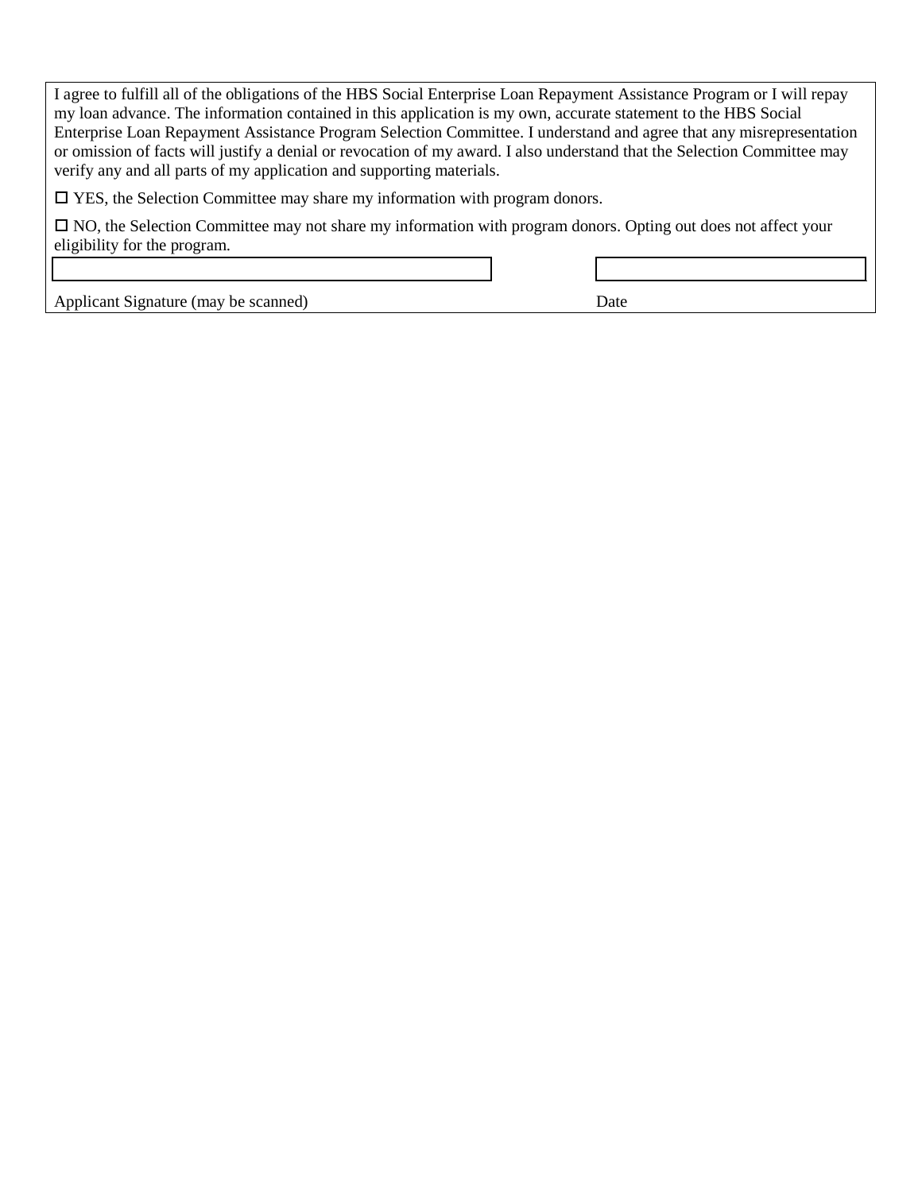I agree to fulfill all of the obligations of the HBS Social Enterprise Loan Repayment Assistance Program or I will repay my loan advance. The information contained in this application is my own, accurate statement to the HBS Social Enterprise Loan Repayment Assistance Program Selection Committee. I understand and agree that any misrepresentation or omission of facts will justify a denial or revocation of my award. I also understand that the Selection Committee may verify any and all parts of my application and supporting materials.

☐ YES, the Selection Committee may share my information with program donors.

☐ NO, the Selection Committee may not share my information with program donors. Opting out does not affect your eligibility for the program.

| | |
|---|---|
| | |
| Applicant Signature (may be scanned) | Date |